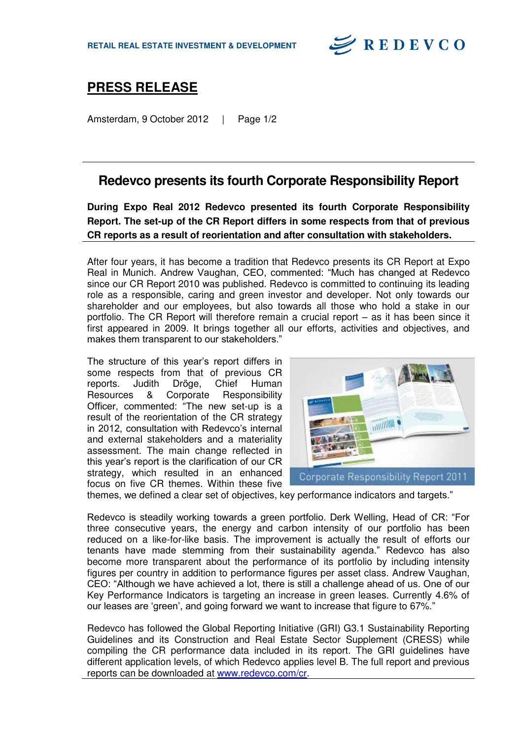RETAIL REAL ESTATE INVESTMENT & DEVELOPMENT

REDEVCO

# PRESS RELEASE

Amsterdam, 9 October 2012

## Redevco presents its fourth Corporate Responsibility Report

**During Expo Real 2012 Redevco presented its fourth Corporate Responsibility Report. The set-up of the CR Report differs in some respects from that of previous CR reports as a result of reorientation and after consultation with stakeholders.**

After four years, it has become a tradition that Redevco presents its CR Report at Expo Real in Munich. Andrew Vaughan, CEO, commented: "Much has changed at Redevco since our CR Report 2010 was published. Redevco is committed to continuing its leading role as a responsible, caring and green investor and developer. Not only towards our shareholder and our employees, but also towards all those who hold a stake in our portfolio. The CR Report will therefore remain a crucial report – as it has been since it first appeared in 2009. It brings together all our efforts, activities and objectives, and makes them transparent to our stakeholders."

The structure of this year's report differs in some respects from that of previous CR reports. Judith Dröge, Chief Human Resources & Corporate Responsibility Officer, commented: "The new set-up is a result of the reorientation of the CR strategy in 2012, consultation with Redevco's internal and external stakeholders and a materiality assessment. The main change reflected in this year's report is the clarification of our CR strategy, which resulted in an enhanced focus on five CR themes. Within these five themes, we defined a clear set of objectives, key performance indicators and targets."

Corporate Responsibility Report 2011

Redevco is steadily working towards a green portfolio. Derk Welling, Head of CR: "For three consecutive years, the energy and carbon intensity of our portfolio has been reduced on a like-for-like basis. The improvement is actually the result of efforts our tenants have made stemming from their sustainability agenda." Redevco has also become more transparent about the performance of its portfolio by including intensity figures per country in addition to performance figures per asset class. Andrew Vaughan, CEO: "Although we have achieved a lot, there is still a challenge ahead of us. One of our Key Performance Indicators is targeting an increase in green leases. Currently 4.6% of our leases are 'green', and going forward we want to increase that figure to 67%."

Redevco has followed the Global Reporting Initiative (GRI) G3.1 Sustainability Reporting Guidelines and its Construction and Real Estate Sector Supplement (CRESS) while compiling the CR performance data included in its report. The GRI guidelines have different application levels, of which Redevco applies level B. The full report and previous reports can be downloaded at [www.redevco.com/cr](http://www.redevco.com/cr).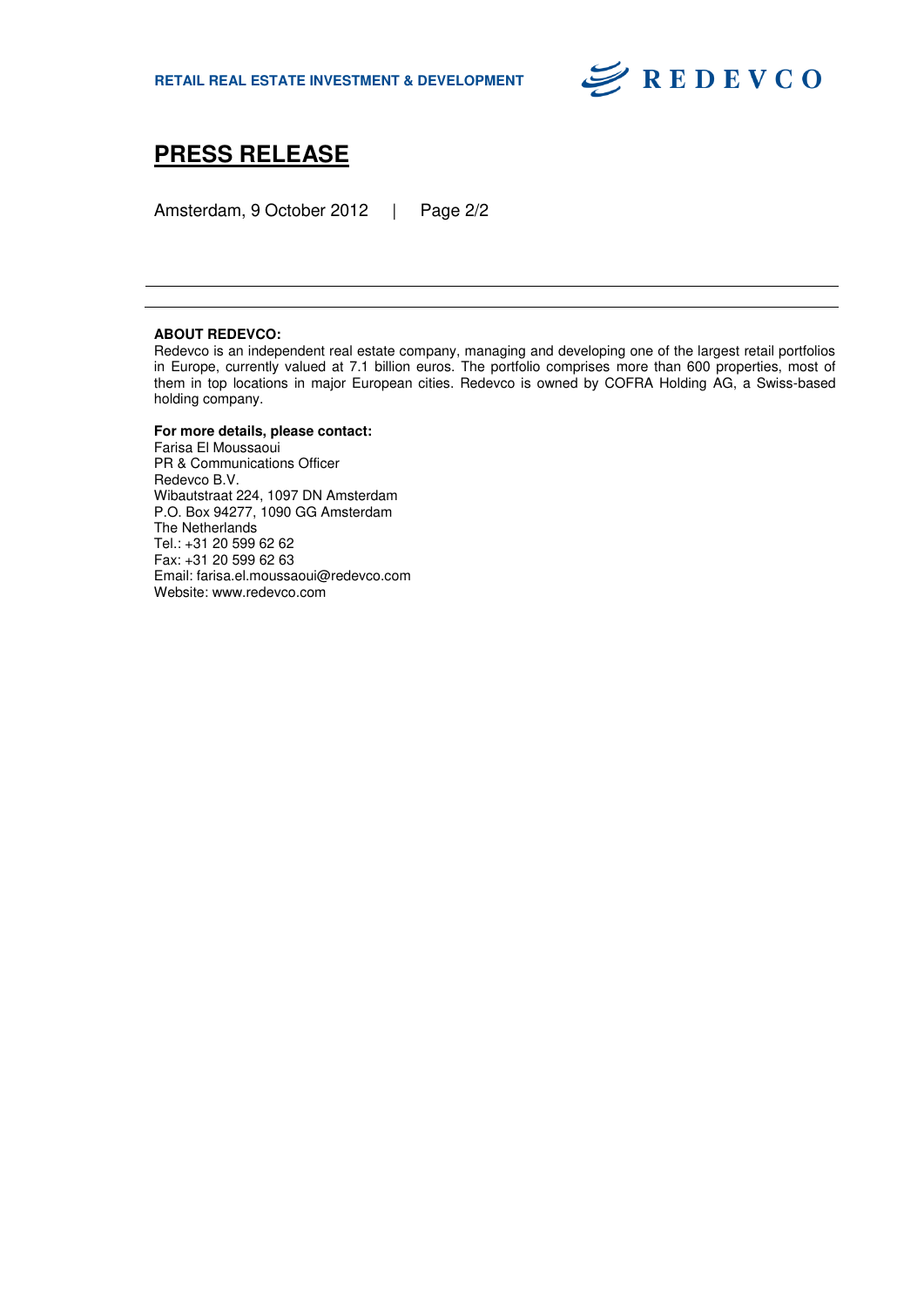**ABOUT REDEVCO:**
Redevco is an independent real estate company, managing and developing one of the largest retail portfolios in Europe, currently valued at 7.1 billion euros. The portfolio comprises more than 600 properties, most of them in top locations in major European cities. Redevco is owned by COFRA Holding AG, a Swiss-based holding company.

**For more details, please contact:**
Farisa El Moussaoui
PR & Communications Officer
Redevco B.V.
Wibautstraat 224, 1097 DN Amsterdam
P.O. Box 94277, 1090 GG Amsterdam
The Netherlands
Tel.: +31 20 599 62 62
Fax: +31 20 599 62 63
Email: farisa.el.moussaoui@redevco.com
Website: www.redevco.com